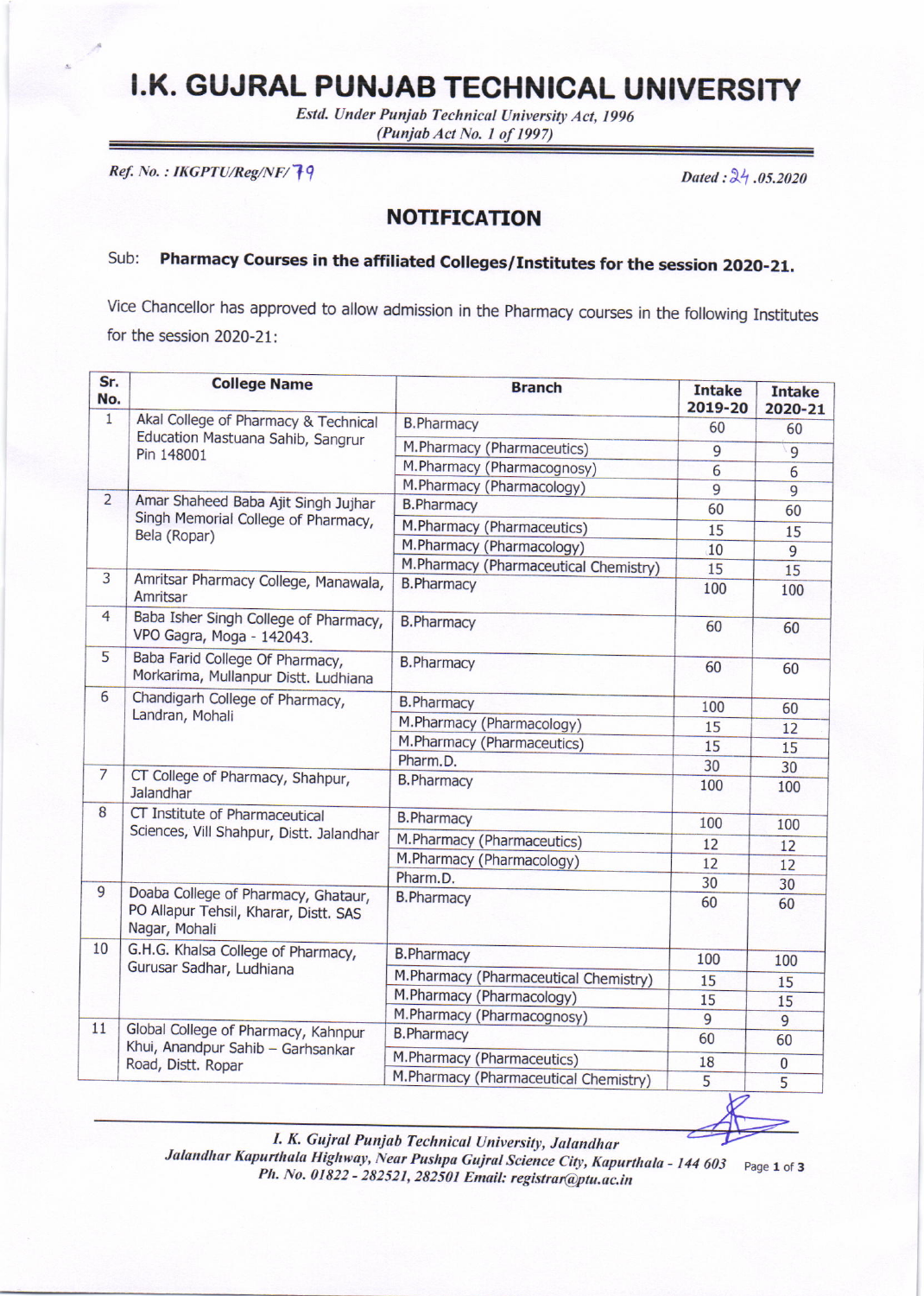# I.K. GUJRAL PUNJAB TECHNICAL UNIVERSITY

*Estd. Under Punjab Technical University Act, 1996*
*(Punjab Act No. 1 of 1997)*

*Ref. No. : IKGPTU/Reg/NF/79* *Dated : 24.05.2020*

## NOTIFICATION

Sub: **Pharmacy Courses in the affiliated Colleges/Institutes for the session 2020-21.**

Vice Chancellor has approved to allow admission in the Pharmacy courses in the following Institutes for the session 2020-21:

| Sr. No. | College Name | Branch | Intake 2019-20 | Intake 2020-21 |
|---|---|---|---|---|
| 1 | Akal College of Pharmacy & Technical Education Mastuana Sahib, Sangrur Pin 148001 | B.Pharmacy | 60 | 60 |
| | | M.Pharmacy (Pharmaceutics) | 9 | 9 |
| | | M.Pharmacy (Pharmacognosy) | 6 | 6 |
| | | M.Pharmacy (Pharmacology) | 9 | 9 |
| 2 | Amar Shaheed Baba Ajit Singh Jujhar Singh Memorial College of Pharmacy, Bela (Ropar) | B.Pharmacy | 60 | 60 |
| | | M.Pharmacy (Pharmaceutics) | 15 | 15 |
| | | M.Pharmacy (Pharmacology) | 10 | 9 |
| | | M.Pharmacy (Pharmaceutical Chemistry) | 15 | 15 |
| 3 | Amritsar Pharmacy College, Manawala, Amritsar | B.Pharmacy | 100 | 100 |
| 4 | Baba Isher Singh College of Pharmacy, VPO Gagra, Moga - 142043. | B.Pharmacy | 60 | 60 |
| 5 | Baba Farid College Of Pharmacy, Morkarima, Mullanpur Distt. Ludhiana | B.Pharmacy | 60 | 60 |
| 6 | Chandigarh College of Pharmacy, Landran, Mohali | B.Pharmacy | 100 | 60 |
| | | M.Pharmacy (Pharmacology) | 15 | 12 |
| | | M.Pharmacy (Pharmaceutics) | 15 | 15 |
| | | Pharm.D. | 30 | 30 |
| 7 | CT College of Pharmacy, Shahpur, Jalandhar | B.Pharmacy | 100 | 100 |
| 8 | CT Institute of Pharmaceutical Sciences, Vill Shahpur, Distt. Jalandhar | B.Pharmacy | 100 | 100 |
| | | M.Pharmacy (Pharmaceutics) | 12 | 12 |
| | | M.Pharmacy (Pharmacology) | 12 | 12 |
| | | Pharm.D. | 30 | 30 |
| 9 | Doaba College of Pharmacy, Ghataur, PO Allapur Tehsil, Kharar, Distt. SAS Nagar, Mohali | B.Pharmacy | 60 | 60 |
| 10 | G.H.G. Khalsa College of Pharmacy, Gurusar Sadhar, Ludhiana | B.Pharmacy | 100 | 100 |
| | | M.Pharmacy (Pharmaceutical Chemistry) | 15 | 15 |
| | | M.Pharmacy (Pharmacology) | 15 | 15 |
| | | M.Pharmacy (Pharmacognosy) | 9 | 9 |
| 11 | Global College of Pharmacy, Kahnpur Khui, Anandpur Sahib – Garhsankar Road, Distt. Ropar | B.Pharmacy | 60 | 60 |
| | | M.Pharmacy (Pharmaceutics) | 18 | 0 |
| | | M.Pharmacy (Pharmaceutical Chemistry) | 5 | 5 |

*I. K. Gujral Punjab Technical University, Jalandhar*
*Jalandhar Kapurthala Highway, Near Pushpa Gujral Science City, Kapurthala - 144 603*
*Ph. No. 01822 - 282521, 282501 Email: registrar@ptu.ac.in*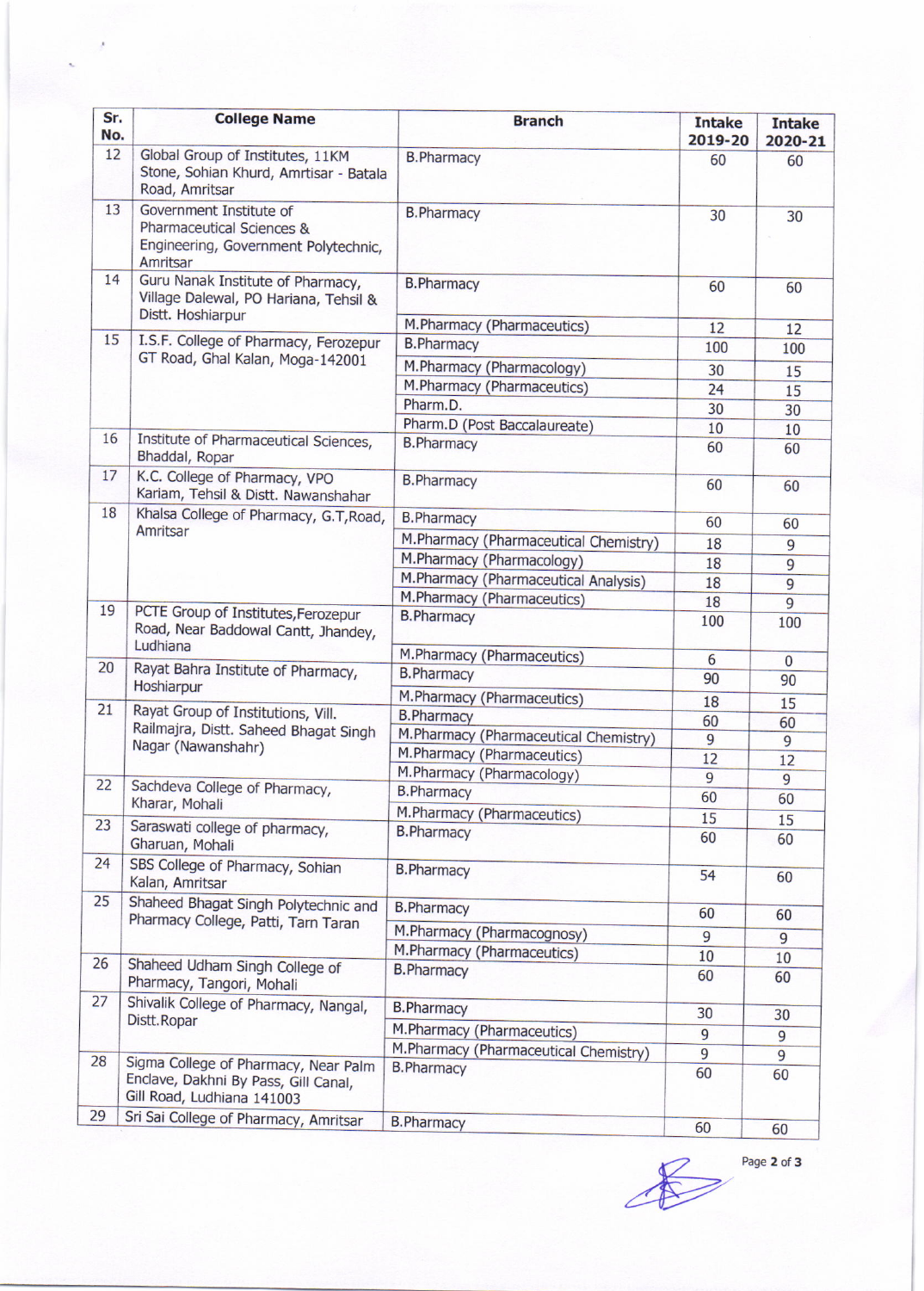| Sr. No. | College Name | Branch | Intake 2019-20 | Intake 2020-21 |
|---|---|---|---|---|
| 12 | Global Group of Institutes, 11KM Stone, Sohian Khurd, Amritsar - Batala Road, Amritsar | B.Pharmacy | 60 | 60 |
| 13 | Government Institute of Pharmaceutical Sciences & Engineering, Government Polytechnic, Amritsar | B.Pharmacy | 30 | 30 |
| 14 | Guru Nanak Institute of Pharmacy, Village Dalewal, PO Hariana, Tehsil & Distt. Hoshiarpur | B.Pharmacy | 60 | 60 |
| | | M.Pharmacy (Pharmaceutics) | 12 | 12 |
| 15 | I.S.F. College of Pharmacy, Ferozepur GT Road, Ghal Kalan, Moga-142001 | B.Pharmacy | 100 | 100 |
| | | M.Pharmacy (Pharmacology) | 30 | 15 |
| | | M.Pharmacy (Pharmaceutics) | 24 | 15 |
| | | Pharm.D. | 30 | 30 |
| | | Pharm.D (Post Baccalaureate) | 10 | 10 |
| 16 | Institute of Pharmaceutical Sciences, Bhaddal, Ropar | B.Pharmacy | 60 | 60 |
| 17 | K.C. College of Pharmacy, VPO Kariam, Tehsil & Distt. Nawanshahar | B.Pharmacy | 60 | 60 |
| 18 | Khalsa College of Pharmacy, G.T,Road, Amritsar | B.Pharmacy | 60 | 60 |
| | | M.Pharmacy (Pharmaceutical Chemistry) | 18 | 9 |
| | | M.Pharmacy (Pharmacology) | 18 | 9 |
| | | M.Pharmacy (Pharmaceutical Analysis) | 18 | 9 |
| | | M.Pharmacy (Pharmaceutics) | 18 | 9 |
| 19 | PCTE Group of Institutes,Ferozepur Road, Near Baddowal Cantt, Jhandey, Ludhiana | B.Pharmacy | 100 | 100 |
| | | M.Pharmacy (Pharmaceutics) | 6 | 0 |
| 20 | Rayat Bahra Institute of Pharmacy, Hoshiarpur | B.Pharmacy | 90 | 90 |
| | | M.Pharmacy (Pharmaceutics) | 18 | 15 |
| 21 | Rayat Group of Institutions, Vill. Railmajra, Distt. Saheed Bhagat Singh Nagar (Nawanshahr) | B.Pharmacy | 60 | 60 |
| | | M.Pharmacy (Pharmaceutical Chemistry) | 9 | 9 |
| | | M.Pharmacy (Pharmaceutics) | 12 | 12 |
| | | M.Pharmacy (Pharmacology) | 9 | 9 |
| 22 | Sachdeva College of Pharmacy, Kharar, Mohali | B.Pharmacy | 60 | 60 |
| | | M.Pharmacy (Pharmaceutics) | 15 | 15 |
| 23 | Saraswati college of pharmacy, Gharuan, Mohali | B.Pharmacy | 60 | 60 |
| 24 | SBS College of Pharmacy, Sohian Kalan, Amritsar | B.Pharmacy | 54 | 60 |
| 25 | Shaheed Bhagat Singh Polytechnic and Pharmacy College, Patti, Tarn Taran | B.Pharmacy | 60 | 60 |
| | | M.Pharmacy (Pharmacognosy) | 9 | 9 |
| | | M.Pharmacy (Pharmaceutics) | 10 | 10 |
| 26 | Shaheed Udham Singh College of Pharmacy, Tangori, Mohali | B.Pharmacy | 60 | 60 |
| 27 | Shivalik College of Pharmacy, Nangal, Distt.Ropar | B.Pharmacy | 30 | 30 |
| | | M.Pharmacy (Pharmaceutics) | 9 | 9 |
| | | M.Pharmacy (Pharmaceutical Chemistry) | 9 | 9 |
| 28 | Sigma College of Pharmacy, Near Palm Enclave, Dakhni By Pass, Gill Canal, Gill Road, Ludhiana 141003 | B.Pharmacy | 60 | 60 |
| 29 | Sri Sai College of Pharmacy, Amritsar | B.Pharmacy | 60 | 60 |